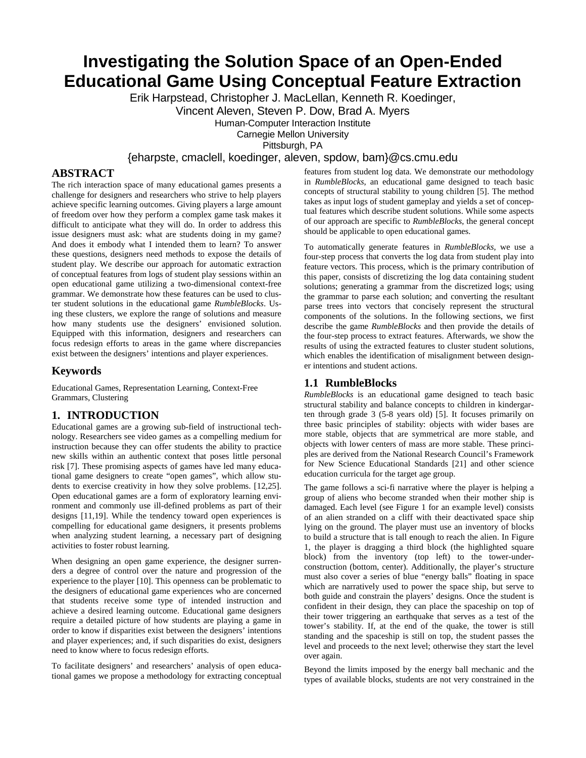# Investigating the Solution Space of an Open-Ended Educational Game Using Conceptual Feature Extraction

Erik Harpstead, Christopher J. MacLellan, Kenneth R. Koedinger,
Vincent Aleven, Steven P. Dow, Brad A. Myers
Human-Computer Interaction Institute
Carnegie Mellon University
Pittsburgh, PA
{eharpste, cmaclell, koedinger, aleven, spdow, bam}@cs.cmu.edu

## ABSTRACT

The rich interaction space of many educational games presents a challenge for designers and researchers who strive to help players achieve specific learning outcomes. Giving players a large amount of freedom over how they perform a complex game task makes it difficult to anticipate what they will do. In order to address this issue designers must ask: what are students doing in my game? And does it embody what I intended them to learn? To answer these questions, designers need methods to expose the details of student play. We describe our approach for automatic extraction of conceptual features from logs of student play sessions within an open educational game utilizing a two-dimensional context-free grammar. We demonstrate how these features can be used to cluster student solutions in the educational game *RumbleBlocks*. Using these clusters, we explore the range of solutions and measure how many students use the designers' envisioned solution. Equipped with this information, designers and researchers can focus redesign efforts to areas in the game where discrepancies exist between the designers' intentions and player experiences.

## Keywords

Educational Games, Representation Learning, Context-Free Grammars, Clustering

## 1. INTRODUCTION

Educational games are a growing sub-field of instructional technology. Researchers see video games as a compelling medium for instruction because they can offer students the ability to practice new skills within an authentic context that poses little personal risk [7]. These promising aspects of games have led many educational game designers to create "open games", which allow students to exercise creativity in how they solve problems. [12,25]. Open educational games are a form of exploratory learning environment and commonly use ill-defined problems as part of their designs [11,19]. While the tendency toward open experiences is compelling for educational game designers, it presents problems when analyzing student learning, a necessary part of designing activities to foster robust learning.

When designing an open game experience, the designer surrenders a degree of control over the nature and progression of the experience to the player [10]. This openness can be problematic to the designers of educational game experiences who are concerned that students receive some type of intended instruction and achieve a desired learning outcome. Educational game designers require a detailed picture of how students are playing a game in order to know if disparities exist between the designers' intentions and player experiences; and, if such disparities do exist, designers need to know where to focus redesign efforts.

To facilitate designers' and researchers' analysis of open educational games we propose a methodology for extracting conceptual features from student log data. We demonstrate our methodology in *RumbleBlocks*, an educational game designed to teach basic concepts of structural stability to young children [5]. The method takes as input logs of student gameplay and yields a set of conceptual features which describe student solutions. While some aspects of our approach are specific to *RumbleBlocks*, the general concept should be applicable to open educational games.

To automatically generate features in *RumbleBlocks*, we use a four-step process that converts the log data from student play into feature vectors. This process, which is the primary contribution of this paper, consists of discretizing the log data containing student solutions; generating a grammar from the discretized logs; using the grammar to parse each solution; and converting the resultant parse trees into vectors that concisely represent the structural components of the solutions. In the following sections, we first describe the game *RumbleBlocks* and then provide the details of the four-step process to extract features. Afterwards, we show the results of using the extracted features to cluster student solutions, which enables the identification of misalignment between designer intentions and student actions.

### 1.1 RumbleBlocks

*RumbleBlocks* is an educational game designed to teach basic structural stability and balance concepts to children in kindergarten through grade 3 (5-8 years old) [5]. It focuses primarily on three basic principles of stability: objects with wider bases are more stable, objects that are symmetrical are more stable, and objects with lower centers of mass are more stable. These principles are derived from the National Research Council's Framework for New Science Educational Standards [21] and other science education curricula for the target age group.

The game follows a sci-fi narrative where the player is helping a group of aliens who become stranded when their mother ship is damaged. Each level (see Figure 1 for an example level) consists of an alien stranded on a cliff with their deactivated space ship lying on the ground. The player must use an inventory of blocks to build a structure that is tall enough to reach the alien. In Figure 1, the player is dragging a third block (the highlighted square block) from the inventory (top left) to the tower-under-construction (bottom, center). Additionally, the player's structure must also cover a series of blue "energy balls" floating in space which are narratively used to power the space ship, but serve to both guide and constrain the players' designs. Once the student is confident in their design, they can place the spaceship on top of their tower triggering an earthquake that serves as a test of the tower's stability. If, at the end of the quake, the tower is still standing and the spaceship is still on top, the student passes the level and proceeds to the next level; otherwise they start the level over again.

Beyond the limits imposed by the energy ball mechanic and the types of available blocks, students are not very constrained in the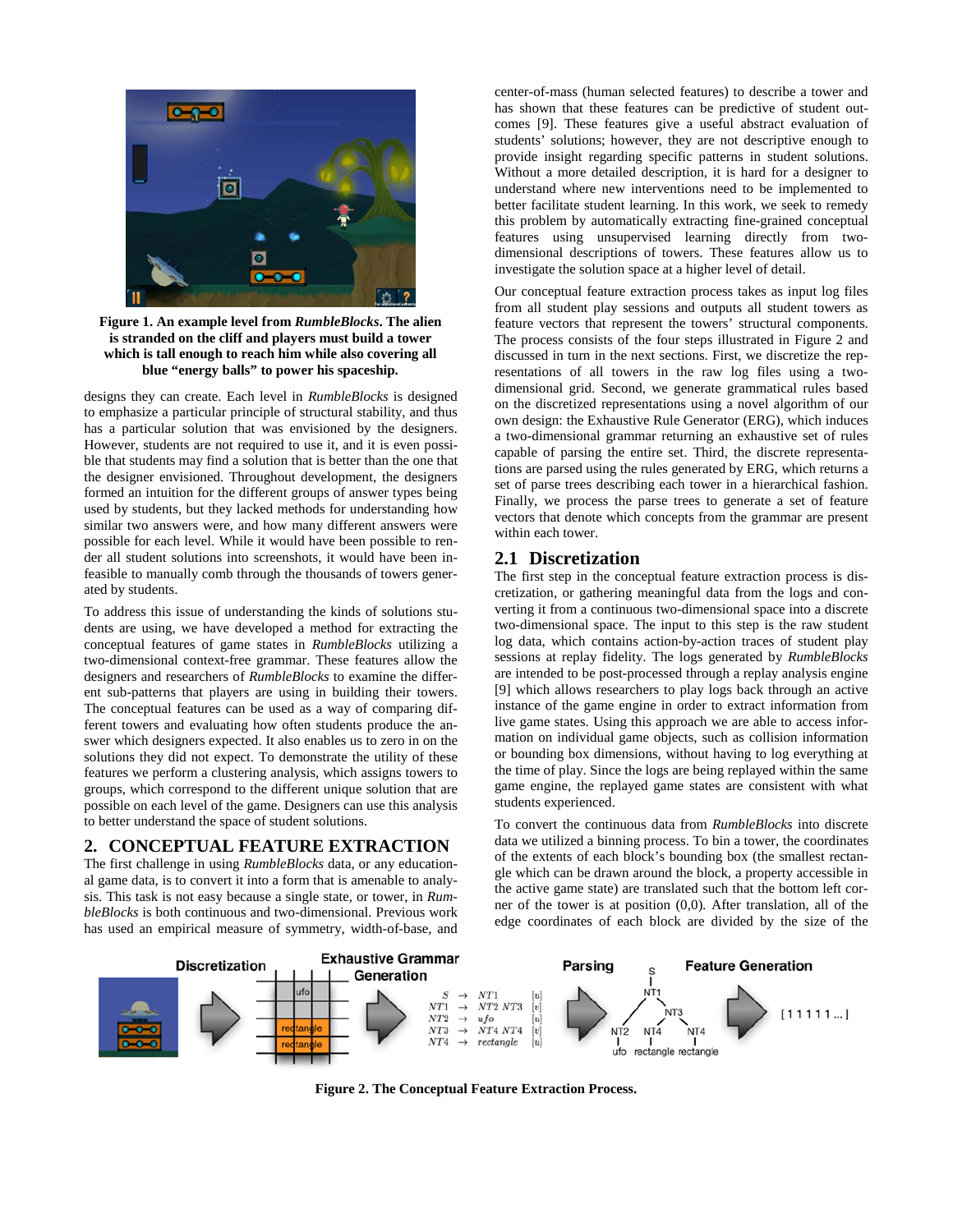Figure 1. An example level from *RumbleBlocks*. The alien is stranded on the cliff and players must build a tower which is tall enough to reach him while also covering all blue "energy balls" to power his spaceship.

designs they can create. Each level in *RumbleBlocks* is designed to emphasize a particular principle of structural stability, and thus has a particular solution that was envisioned by the designers. However, students are not required to use it, and it is even possible that students may find a solution that is better than the one that the designer envisioned. Throughout development, the designers formed an intuition for the different groups of answer types being used by students, but they lacked methods for understanding how similar two answers were, and how many different answers were possible for each level. While it would have been possible to render all student solutions into screenshots, it would have been infeasible to manually comb through the thousands of towers generated by students.

To address this issue of understanding the kinds of solutions students are using, we have developed a method for extracting the conceptual features of game states in *RumbleBlocks* utilizing a two-dimensional context-free grammar. These features allow the designers and researchers of *RumbleBlocks* to examine the different sub-patterns that players are using in building their towers. The conceptual features can be used as a way of comparing different towers and evaluating how often students produce the answer which designers expected. It also enables us to zero in on the solutions they did not expect. To demonstrate the utility of these features we perform a clustering analysis, which assigns towers to groups, which correspond to the different unique solution that are possible on each level of the game. Designers can use this analysis to better understand the space of student solutions.

## 2. CONCEPTUAL FEATURE EXTRACTION

The first challenge in using *RumbleBlocks* data, or any educational game data, is to convert it into a form that is amenable to analysis. This task is not easy because a single state, or tower, in *RumbleBlocks* is both continuous and two-dimensional. Previous work has used an empirical measure of symmetry, width-of-base, and center-of-mass (human selected features) to describe a tower and has shown that these features can be predictive of student outcomes [9]. These features give a useful abstract evaluation of students' solutions; however, they are not descriptive enough to provide insight regarding specific patterns in student solutions. Without a more detailed description, it is hard for a designer to understand where new interventions need to be implemented to better facilitate student learning. In this work, we seek to remedy this problem by automatically extracting fine-grained conceptual features using unsupervised learning directly from two-dimensional descriptions of towers. These features allow us to investigate the solution space at a higher level of detail.

Our conceptual feature extraction process takes as input log files from all student play sessions and outputs all student towers as feature vectors that represent the towers' structural components. The process consists of the four steps illustrated in Figure 2 and discussed in turn in the next sections. First, we discretize the representations of all towers in the raw log files using a two-dimensional grid. Second, we generate grammatical rules based on the discretized representations using a novel algorithm of our own design: the Exhaustive Rule Generator (ERG), which induces a two-dimensional grammar returning an exhaustive set of rules capable of parsing the entire set. Third, the discrete representations are parsed using the rules generated by ERG, which returns a set of parse trees describing each tower in a hierarchical fashion. Finally, we process the parse trees to generate a set of feature vectors that denote which concepts from the grammar are present within each tower.

### 2.1 Discretization

The first step in the conceptual feature extraction process is discretization, or gathering meaningful data from the logs and converting it from a continuous two-dimensional space into a discrete two-dimensional space. The input to this step is the raw student log data, which contains action-by-action traces of student play sessions at replay fidelity. The logs generated by *RumbleBlocks* are intended to be post-processed through a replay analysis engine [9] which allows researchers to play logs back through an active instance of the game engine in order to extract information from live game states. Using this approach we are able to access information on individual game objects, such as collision information or bounding box dimensions, without having to log everything at the time of play. Since the logs are being replayed within the same game engine, the replayed game states are consistent with what students experienced.

To convert the continuous data from *RumbleBlocks* into discrete data we utilized a binning process. To bin a tower, the coordinates of the extents of each block's bounding box (the smallest rectangle which can be drawn around the block, a property accessible in the active game state) are translated such that the bottom left corner of the tower is at position (0,0). After translation, all of the edge coordinates of each block are divided by the size of the

Figure 2. The Conceptual Feature Extraction Process.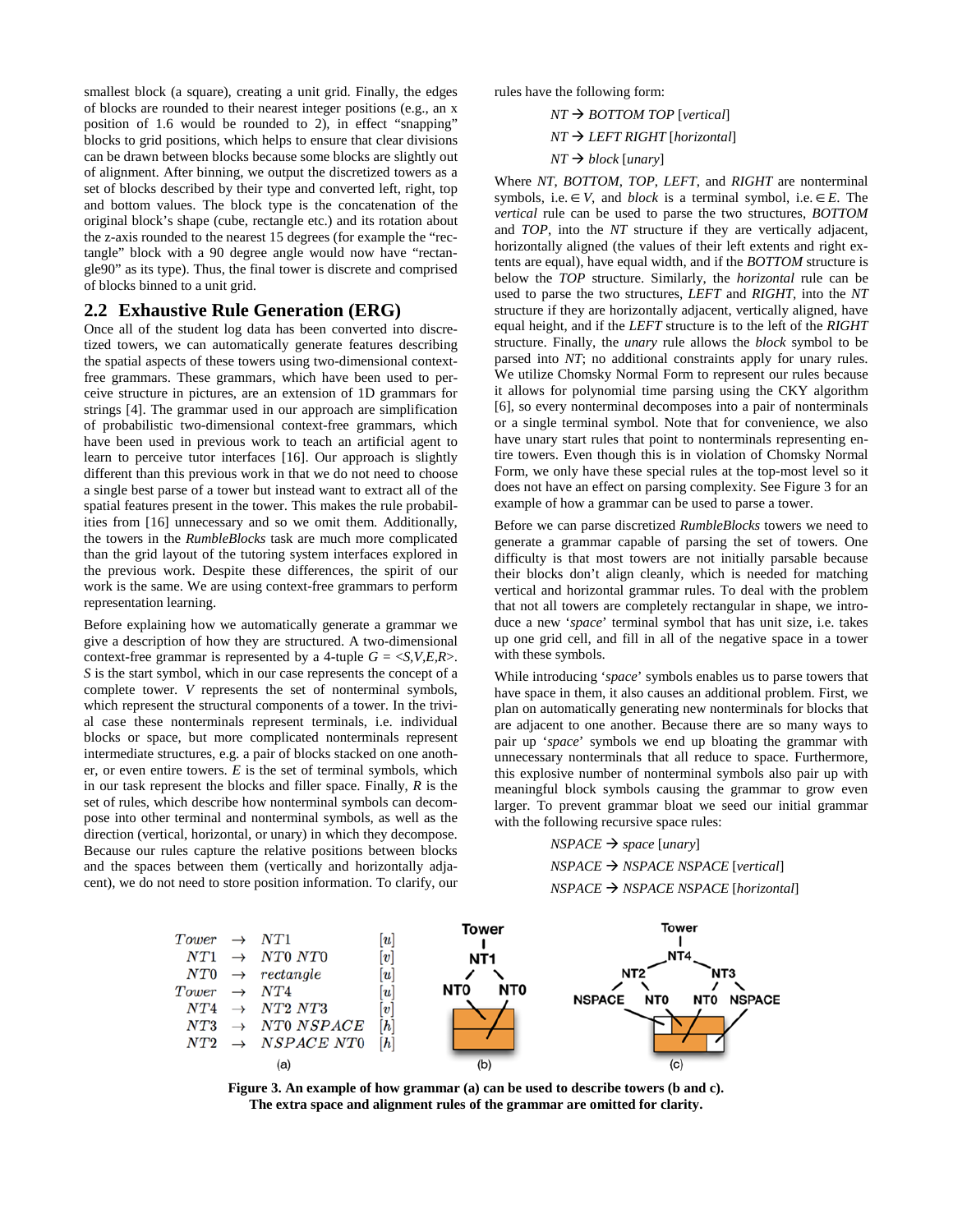smallest block (a square), creating a unit grid. Finally, the edges of blocks are rounded to their nearest integer positions (e.g., an x position of 1.6 would be rounded to 2), in effect "snapping" blocks to grid positions, which helps to ensure that clear divisions can be drawn between blocks because some blocks are slightly out of alignment. After binning, we output the discretized towers as a set of blocks described by their type and converted left, right, top and bottom values. The block type is the concatenation of the original block's shape (cube, rectangle etc.) and its rotation about the z-axis rounded to the nearest 15 degrees (for example the "rectangle" block with a 90 degree angle would now have "rectangle90" as its type). Thus, the final tower is discrete and comprised of blocks binned to a unit grid.

## 2.2 Exhaustive Rule Generation (ERG)

Once all of the student log data has been converted into discretized towers, we can automatically generate features describing the spatial aspects of these towers using two-dimensional context-free grammars. These grammars, which have been used to perceive structure in pictures, are an extension of 1D grammars for strings [4]. The grammar used in our approach are simplification of probabilistic two-dimensional context-free grammars, which have been used in previous work to teach an artificial agent to learn to perceive tutor interfaces [16]. Our approach is slightly different than this previous work in that we do not need to choose a single best parse of a tower but instead want to extract all of the spatial features present in the tower. This makes the rule probabilities from [16] unnecessary and so we omit them. Additionally, the towers in the *RumbleBlocks* task are much more complicated than the grid layout of the tutoring system interfaces explored in the previous work. Despite these differences, the spirit of our work is the same. We are using context-free grammars to perform representation learning.

Before explaining how we automatically generate a grammar we give a description of how they are structured. A two-dimensional context-free grammar is represented by a 4-tuple $G = <S,V,E,R>$. $S$ is the start symbol, which in our case represents the concept of a complete tower. $V$ represents the set of nonterminal symbols, which represent the structural components of a tower. In the trivial case these nonterminals represent terminals, i.e. individual blocks or space, but more complicated nonterminals represent intermediate structures, e.g. a pair of blocks stacked on one another, or even entire towers. $E$ is the set of terminal symbols, which in our task represent the blocks and filler space. Finally, $R$ is the set of rules, which describe how nonterminal symbols can decompose into other terminal and nonterminal symbols, as well as the direction (vertical, horizontal, or unary) in which they decompose. Because our rules capture the relative positions between blocks and the spaces between them (vertically and horizontally adjacent), we do not need to store position information. To clarify, our rules have the following form:

*NT* → *BOTTOM TOP* [*vertical*]

*NT* → *LEFT RIGHT* [*horizontal*]

*NT* → *block* [*unary*]

Where *NT*, *BOTTOM*, *TOP*, *LEFT*, and *RIGHT* are nonterminal symbols, i.e. $\in V$, and *block* is a terminal symbol, i.e. $\in E$. The *vertical* rule can be used to parse the two structures, *BOTTOM* and *TOP*, into the *NT* structure if they are vertically adjacent, horizontally aligned (the values of their left extents and right extents are equal), have equal width, and if the *BOTTOM* structure is below the *TOP* structure. Similarly, the *horizontal* rule can be used to parse the two structures, *LEFT* and *RIGHT*, into the *NT* structure if they are horizontally adjacent, vertically aligned, have equal height, and if the *LEFT* structure is to the left of the *RIGHT* structure. Finally, the *unary* rule allows the *block* symbol to be parsed into *NT*; no additional constraints apply for unary rules. We utilize Chomsky Normal Form to represent our rules because it allows for polynomial time parsing using the CKY algorithm [6], so every nonterminal decomposes into a pair of nonterminals or a single terminal symbol. Note that for convenience, we also have unary start rules that point to nonterminals representing entire towers. Even though this is in violation of Chomsky Normal Form, we only have these special rules at the top-most level so it does not have an effect on parsing complexity. See Figure 3 for an example of how a grammar can be used to parse a tower.

Before we can parse discretized *RumbleBlocks* towers we need to generate a grammar capable of parsing the set of towers. One difficulty is that most towers are not initially parsable because their blocks don't align cleanly, which is needed for matching vertical and horizontal grammar rules. To deal with the problem that not all towers are completely rectangular in shape, we introduce a new '*space*' terminal symbol that has unit size, i.e. takes up one grid cell, and fill in all of the negative space in a tower with these symbols.

While introducing '*space*' symbols enables us to parse towers that have space in them, it also causes an additional problem. First, we plan on automatically generating new nonterminals for blocks that are adjacent to one another. Because there are so many ways to pair up '*space*' symbols we end up bloating the grammar with unnecessary nonterminals that all reduce to space. Furthermore, this explosive number of nonterminal symbols also pair up with meaningful block symbols causing the grammar to grow even larger. To prevent grammar bloat we seed our initial grammar with the following recursive space rules:

*NSPACE* → *space* [*unary*]

*NSPACE* → *NSPACE NSPACE* [*vertical*]

*NSPACE* → *NSPACE NSPACE* [*horizontal*]

| | | | |
|---|---|---|---|
| $Tower$ | $\rightarrow$ | $NT1$ | $[u]$ |
| $NT1$ | $\rightarrow$ | $NT0\ NT0$ | $[v]$ |
| $NT0$ | $\rightarrow$ | $rectangle$ | $[u]$ |
| $Tower$ | $\rightarrow$ | $NT4$ | $[u]$ |
| $NT4$ | $\rightarrow$ | $NT2\ NT3$ | $[v]$ |
| $NT3$ | $\rightarrow$ | $NT0\ NSPACE$ | $[h]$ |
| $NT2$ | $\rightarrow$ | $NSPACE\ NT0$ | $[h]$ |

(a) (b) (c)

**Figure 3. An example of how grammar (a) can be used to describe towers (b and c). The extra space and alignment rules of the grammar are omitted for clarity.**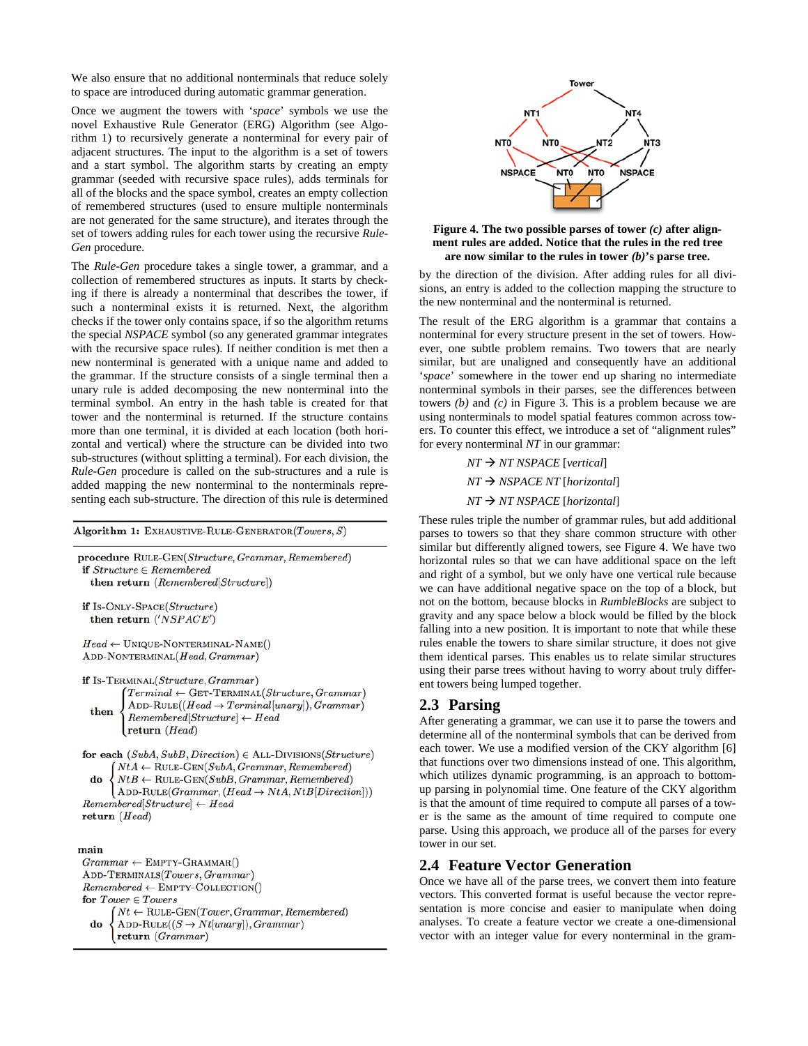We also ensure that no additional nonterminals that reduce solely to space are introduced during automatic grammar generation.

Once we augment the towers with '*space*' symbols we use the novel Exhaustive Rule Generator (ERG) Algorithm (see Algorithm 1) to recursively generate a nonterminal for every pair of adjacent structures. The input to the algorithm is a set of towers and a start symbol. The algorithm starts by creating an empty grammar (seeded with recursive space rules), adds terminals for all of the blocks and the space symbol, creates an empty collection of remembered structures (used to ensure multiple nonterminals are not generated for the same structure), and iterates through the set of towers adding rules for each tower using the recursive *Rule-Gen* procedure.

The *Rule-Gen* procedure takes a single tower, a grammar, and a collection of remembered structures as inputs. It starts by checking if there is already a nonterminal that describes the tower, if such a nonterminal exists it is returned. Next, the algorithm checks if the tower only contains space, if so the algorithm returns the special *NSPACE* symbol (so any generated grammar integrates with the recursive space rules). If neither condition is met then a new nonterminal is generated with a unique name and added to the grammar. If the structure consists of a single terminal then a unary rule is added decomposing the new nonterminal into the terminal symbol. An entry in the hash table is created for that tower and the nonterminal is returned. If the structure contains more than one terminal, it is divided at each location (both horizontal and vertical) where the structure can be divided into two sub-structures (without splitting a terminal). For each division, the *Rule-Gen* procedure is called on the sub-structures and a rule is added mapping the new nonterminal to the nonterminals representing each sub-structure. The direction of this rule is determined by the direction of the division. After adding rules for all divisions, an entry is added to the collection mapping the structure to the new nonterminal and the nonterminal is returned.

**Algorithm 1:** EXHAUSTIVE-RULE-GENERATOR(*Towers*, *S*)

```
procedure RULE-GEN(Structure, Grammar, Remembered)
  if Structure ∈ Remembered
    then return (Remembered[Structure])

  if IS-ONLY-SPACE(Structure)
    then return ('NSPACE')

  Head ← UNIQUE-NONTERMINAL-NAME()
  ADD-NONTERMINAL(Head, Grammar)

  if IS-TERMINAL(Structure, Grammar)
    then { Terminal ← GET-TERMINAL(Structure, Grammar)
           ADD-RULE((Head → Terminal[unary]), Grammar)
           Remembered[Structure] ← Head
           return (Head) }

  for each (SubA, SubB, Direction) ∈ ALL-DIVISIONS(Structure)
    do { NtA ← RULE-GEN(SubA, Grammar, Remembered)
         NtB ← RULE-GEN(SubB, Grammar, Remembered)
         ADD-RULE(Grammar, (Head → NtA, NtB[Direction])) }
  Remembered[Structure] ← Head
  return (Head)

main
  Grammar ← EMPTY-GRAMMAR()
  ADD-TERMINALS(Towers, Grammar)
  Remembered ← EMPTY-COLLECTION()
  for Tower ∈ Towers
    do { Nt ← RULE-GEN(Tower, Grammar, Remembered)
         ADD-RULE((S → Nt[unary]), Grammar)
         return (Grammar) }
```

**Figure 4. The two possible parses of tower *(c)* after alignment rules are added. Notice that the rules in the red tree are now similar to the rules in tower *(b)*'s parse tree.**

The result of the ERG algorithm is a grammar that contains a nonterminal for every structure present in the set of towers. However, one subtle problem remains. Two towers that are nearly similar, but are unaligned and consequently have an additional '*space*' somewhere in the tower end up sharing no intermediate nonterminal symbols in their parses, see the differences between towers *(b)* and *(c)* in Figure 3. This is a problem because we are using nonterminals to model spatial features common across towers. To counter this effect, we introduce a set of "alignment rules" for every nonterminal *NT* in our grammar:

*NT* → *NT NSPACE* [*vertical*]

*NT* → *NSPACE NT* [*horizontal*]

*NT* → *NT NSPACE* [*horizontal*]

These rules triple the number of grammar rules, but add additional parses to towers so that they share common structure with other similar but differently aligned towers, see Figure 4. We have two horizontal rules so that we can have additional space on the left and right of a symbol, but we only have one vertical rule because we can have additional negative space on the top of a block, but not on the bottom, because blocks in *RumbleBlocks* are subject to gravity and any space below a block would be filled by the block falling into a new position. It is important to note that while these rules enable the towers to share similar structure, it does not give them identical parses. This enables us to relate similar structures using their parse trees without having to worry about truly different towers being lumped together.

## 2.3 Parsing

After generating a grammar, we can use it to parse the towers and determine all of the nonterminal symbols that can be derived from each tower. We use a modified version of the CKY algorithm [6] that functions over two dimensions instead of one. This algorithm, which utilizes dynamic programming, is an approach to bottom-up parsing in polynomial time. One feature of the CKY algorithm is that the amount of time required to compute all parses of a tower is the same as the amount of time required to compute one parse. Using this approach, we produce all of the parses for every tower in our set.

## 2.4 Feature Vector Generation

Once we have all of the parse trees, we convert them into feature vectors. This converted format is useful because the vector representation is more concise and easier to manipulate when doing analyses. To create a feature vector we create a one-dimensional vector with an integer value for every nonterminal in the gram-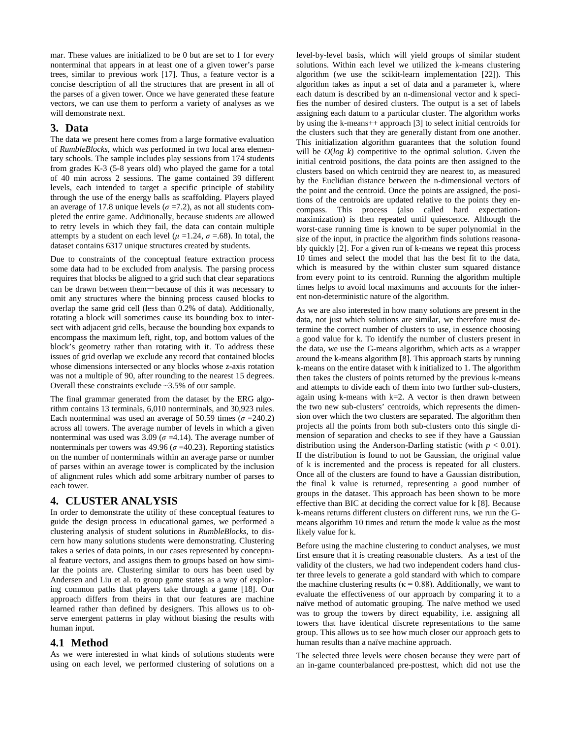mar. These values are initialized to be 0 but are set to 1 for every nonterminal that appears in at least one of a given tower's parse trees, similar to previous work [17]. Thus, a feature vector is a concise description of all the structures that are present in all of the parses of a given tower. Once we have generated these feature vectors, we can use them to perform a variety of analyses as we will demonstrate next.

## 3. Data

The data we present here comes from a large formative evaluation of *RumbleBlocks*, which was performed in two local area elementary schools. The sample includes play sessions from 174 students from grades K-3 (5-8 years old) who played the game for a total of 40 min across 2 sessions. The game contained 39 different levels, each intended to target a specific principle of stability through the use of the energy balls as scaffolding. Players played an average of 17.8 unique levels ($\sigma$ =7.2), as not all students completed the entire game. Additionally, because students are allowed to retry levels in which they fail, the data can contain multiple attempts by a student on each level ($\mu$ =1.24, $\sigma$ =.68). In total, the dataset contains 6317 unique structures created by students.

Due to constraints of the conceptual feature extraction process some data had to be excluded from analysis. The parsing process requires that blocks be aligned to a grid such that clear separations can be drawn between them—because of this it was necessary to omit any structures where the binning process caused blocks to overlap the same grid cell (less than 0.2% of data). Additionally, rotating a block will sometimes cause its bounding box to intersect with adjacent grid cells, because the bounding box expands to encompass the maximum left, right, top, and bottom values of the block's geometry rather than rotating with it. To address these issues of grid overlap we exclude any record that contained blocks whose dimensions intersected or any blocks whose z-axis rotation was not a multiple of 90, after rounding to the nearest 15 degrees. Overall these constraints exclude ~3.5% of our sample.

The final grammar generated from the dataset by the ERG algorithm contains 13 terminals, 6,010 nonterminals, and 30,923 rules. Each nonterminal was used an average of 50.59 times ($\sigma$ =240.2) across all towers. The average number of levels in which a given nonterminal was used was 3.09 ($\sigma$ =4.14). The average number of nonterminals per towers was 49.96 ($\sigma$ =40.23). Reporting statistics on the number of nonterminals within an average parse or number of parses within an average tower is complicated by the inclusion of alignment rules which add some arbitrary number of parses to each tower.

## 4. CLUSTER ANALYSIS

In order to demonstrate the utility of these conceptual features to guide the design process in educational games, we performed a clustering analysis of student solutions in *RumbleBlocks*, to discern how many solutions students were demonstrating. Clustering takes a series of data points, in our cases represented by conceptual feature vectors, and assigns them to groups based on how similar the points are. Clustering similar to ours has been used by Andersen and Liu et al. to group game states as a way of exploring common paths that players take through a game [18]. Our approach differs from theirs in that our features are machine learned rather than defined by designers. This allows us to observe emergent patterns in play without biasing the results with human input.

### 4.1 Method

As we were interested in what kinds of solutions students were using on each level, we performed clustering of solutions on a level-by-level basis, which will yield groups of similar student solutions. Within each level we utilized the k-means clustering algorithm (we use the scikit-learn implementation [22]). This algorithm takes as input a set of data and a parameter k, where each datum is described by an n-dimensional vector and k specifies the number of desired clusters. The output is a set of labels assigning each datum to a particular cluster. The algorithm works by using the k-means++ approach [3] to select initial centroids for the clusters such that they are generally distant from one another. This initialization algorithm guarantees that the solution found will be $O(\log k)$ competitive to the optimal solution. Given the initial centroid positions, the data points are then assigned to the clusters based on which centroid they are nearest to, as measured by the Euclidian distance between the n-dimensional vectors of the point and the centroid. Once the points are assigned, the positions of the centroids are updated relative to the points they encompass. This process (also called hard expectation-maximization) is then repeated until quiescence. Although the worst-case running time is known to be super polynomial in the size of the input, in practice the algorithm finds solutions reasonably quickly [2]. For a given run of k-means we repeat this process 10 times and select the model that has the best fit to the data, which is measured by the within cluster sum squared distance from every point to its centroid. Running the algorithm multiple times helps to avoid local maximums and accounts for the inherent non-deterministic nature of the algorithm.

As we are also interested in how many solutions are present in the data, not just which solutions are similar, we therefore must determine the correct number of clusters to use, in essence choosing a good value for k. To identify the number of clusters present in the data, we use the G-means algorithm, which acts as a wrapper around the k-means algorithm [8]. This approach starts by running k-means on the entire dataset with k initialized to 1. The algorithm then takes the clusters of points returned by the previous k-means and attempts to divide each of them into two further sub-clusters, again using k-means with k=2. A vector is then drawn between the two new sub-clusters' centroids, which represents the dimension over which the two clusters are separated. The algorithm then projects all the points from both sub-clusters onto this single dimension of separation and checks to see if they have a Gaussian distribution using the Anderson-Darling statistic (with $p < 0.01$). If the distribution is found to not be Gaussian, the original value of k is incremented and the process is repeated for all clusters. Once all of the clusters are found to have a Gaussian distribution, the final k value is returned, representing a good number of groups in the dataset. This approach has been shown to be more effective than BIC at deciding the correct value for k [8]. Because k-means returns different clusters on different runs, we run the G-means algorithm 10 times and return the mode k value as the most likely value for k.

Before using the machine clustering to conduct analyses, we must first ensure that it is creating reasonable clusters. As a test of the validity of the clusters, we had two independent coders hand cluster three levels to generate a gold standard with which to compare the machine clustering results ($\kappa$ = 0.88). Additionally, we want to evaluate the effectiveness of our approach by comparing it to a naïve method of automatic grouping. The naïve method we used was to group the towers by direct equability, i.e. assigning all towers that have identical discrete representations to the same group. This allows us to see how much closer our approach gets to human results than a naïve machine approach.

The selected three levels were chosen because they were part of an in-game counterbalanced pre-posttest, which did not use the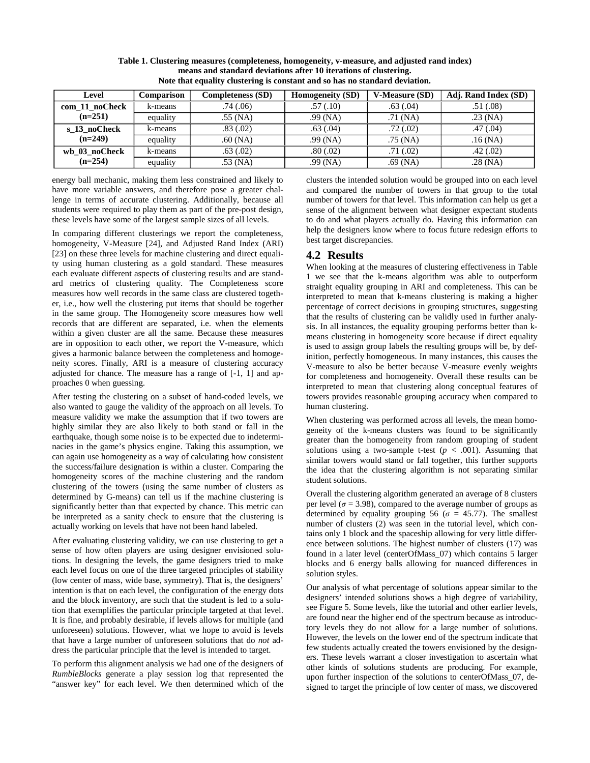**Table 1. Clustering measures (completeness, homogeneity, v-measure, and adjusted rand index) means and standard deviations after 10 iterations of clustering. Note that equality clustering is constant and so has no standard deviation.**

| Level | Comparison | Completeness (SD) | Homogeneity (SD) | V-Measure (SD) | Adj. Rand Index (SD) |
|---|---|---|---|---|---|
| **com_11_noCheck (n=251)** | k-means | .74 (.06) | .57 (.10) | .63 (.04) | .51 (.08) |
| | equality | .55 (NA) | .99 (NA) | .71 (NA) | .23 (NA) |
| **s_13_noCheck (n=249)** | k-means | .83 (.02) | .63 (.04) | .72 (.02) | .47 (.04) |
| | equality | .60 (NA) | .99 (NA) | .75 (NA) | .16 (NA) |
| **wb_03_noCheck (n=254)** | k-means | .63 (.02) | .80 (.02) | .71 (.02) | .42 (.02) |
| | equality | .53 (NA) | .99 (NA) | .69 (NA) | .28 (NA) |

energy ball mechanic, making them less constrained and likely to have more variable answers, and therefore pose a greater challenge in terms of accurate clustering. Additionally, because all students were required to play them as part of the pre-post design, these levels have some of the largest sample sizes of all levels.

In comparing different clusterings we report the completeness, homogeneity, V-Measure [24], and Adjusted Rand Index (ARI) [23] on these three levels for machine clustering and direct equality using human clustering as a gold standard. These measures each evaluate different aspects of clustering results and are standard metrics of clustering quality. The Completeness score measures how well records in the same class are clustered together, i.e., how well the clustering put items that should be together in the same group. The Homogeneity score measures how well records that are different are separated, i.e. when the elements within a given cluster are all the same. Because these measures are in opposition to each other, we report the V-measure, which gives a harmonic balance between the completeness and homogeneity scores. Finally, ARI is a measure of clustering accuracy adjusted for chance. The measure has a range of [-1, 1] and approaches 0 when guessing.

After testing the clustering on a subset of hand-coded levels, we also wanted to gauge the validity of the approach on all levels. To measure validity we make the assumption that if two towers are highly similar they are also likely to both stand or fall in the earthquake, though some noise is to be expected due to indeterminacies in the game's physics engine. Taking this assumption, we can again use homogeneity as a way of calculating how consistent the success/failure designation is within a cluster. Comparing the homogeneity scores of the machine clustering and the random clustering of the towers (using the same number of clusters as determined by G-means) can tell us if the machine clustering is significantly better than that expected by chance. This metric can be interpreted as a sanity check to ensure that the clustering is actually working on levels that have not been hand labeled.

After evaluating clustering validity, we can use clustering to get a sense of how often players are using designer envisioned solutions. In designing the levels, the game designers tried to make each level focus on one of the three targeted principles of stability (low center of mass, wide base, symmetry). That is, the designers' intention is that on each level, the configuration of the energy dots and the block inventory, are such that the student is led to a solution that exemplifies the particular principle targeted at that level. It is fine, and probably desirable, if levels allows for multiple (and unforeseen) solutions. However, what we hope to avoid is levels that have a large number of unforeseen solutions that do *not* address the particular principle that the level is intended to target.

To perform this alignment analysis we had one of the designers of *RumbleBlocks* generate a play session log that represented the "answer key" for each level. We then determined which of the clusters the intended solution would be grouped into on each level and compared the number of towers in that group to the total number of towers for that level. This information can help us get a sense of the alignment between what designer expectant students to do and what players actually do. Having this information can help the designers know where to focus future redesign efforts to best target discrepancies.

## 4.2 Results

When looking at the measures of clustering effectiveness in Table 1 we see that the k-means algorithm was able to outperform straight equality grouping in ARI and completeness. This can be interpreted to mean that k-means clustering is making a higher percentage of correct decisions in grouping structures, suggesting that the results of clustering can be validly used in further analysis. In all instances, the equality grouping performs better than k-means clustering in homogeneity score because if direct equality is used to assign group labels the resulting groups will be, by definition, perfectly homogeneous. In many instances, this causes the V-measure to also be better because V-measure evenly weights for completeness and homogeneity. Overall these results can be interpreted to mean that clustering along conceptual features of towers provides reasonable grouping accuracy when compared to human clustering.

When clustering was performed across all levels, the mean homogeneity of the k-means clusters was found to be significantly greater than the homogeneity from random grouping of student solutions using a two-sample t-test ($p < .001$). Assuming that similar towers would stand or fall together, this further supports the idea that the clustering algorithm is not separating similar student solutions.

Overall the clustering algorithm generated an average of 8 clusters per level ($\sigma = 3.98$), compared to the average number of groups as determined by equality grouping 56 ($\sigma = 45.77$). The smallest number of clusters (2) was seen in the tutorial level, which contains only 1 block and the spaceship allowing for very little difference between solutions. The highest number of clusters (17) was found in a later level (centerOfMass_07) which contains 5 larger blocks and 6 energy balls allowing for nuanced differences in solution styles.

Our analysis of what percentage of solutions appear similar to the designers' intended solutions shows a high degree of variability, see Figure 5. Some levels, like the tutorial and other earlier levels, are found near the higher end of the spectrum because as introductory levels they do not allow for a large number of solutions. However, the levels on the lower end of the spectrum indicate that few students actually created the towers envisioned by the designers. These levels warrant a closer investigation to ascertain what other kinds of solutions students are producing. For example, upon further inspection of the solutions to centerOfMass_07, designed to target the principle of low center of mass, we discovered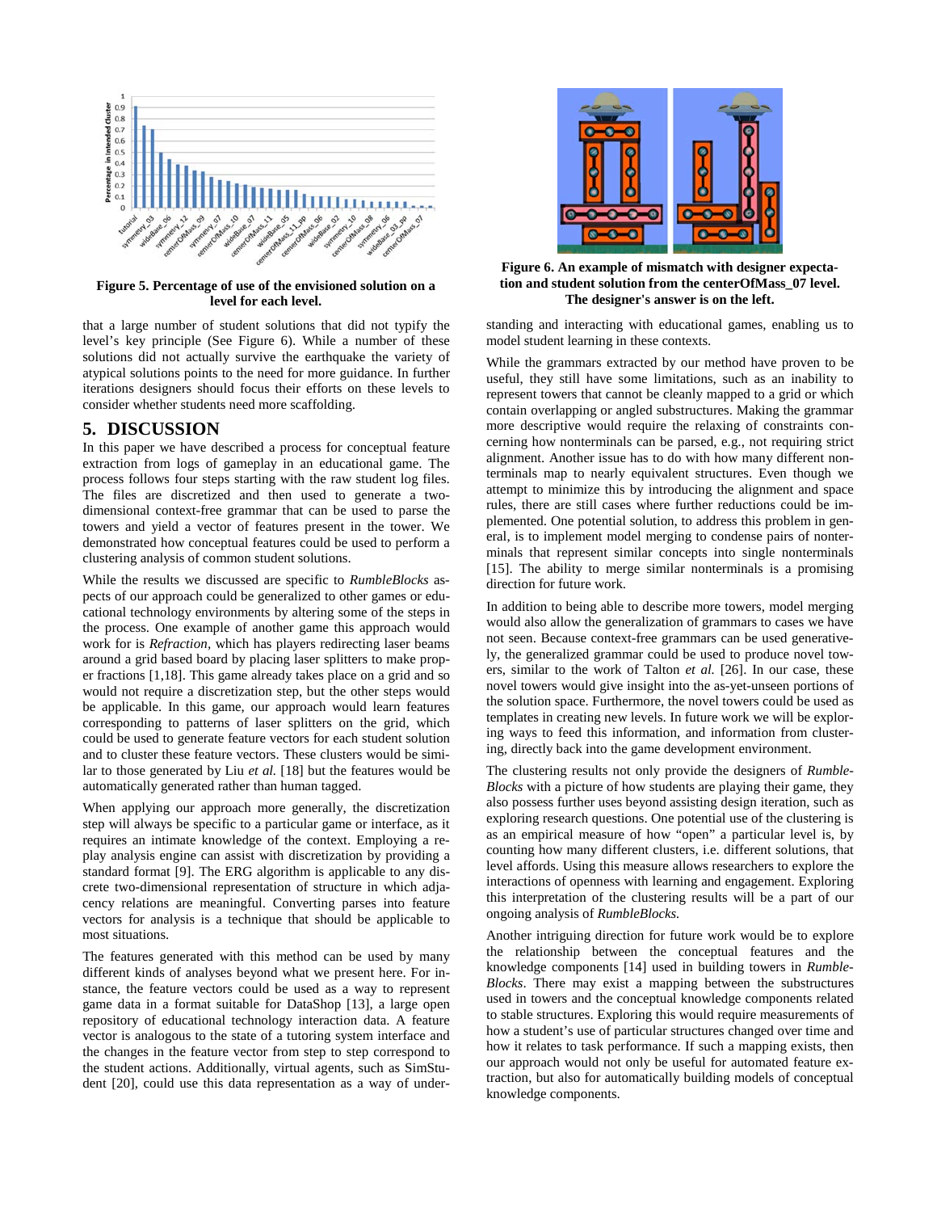Figure 5. Percentage of use of the envisioned solution on a level for each level.

Figure 6. An example of mismatch with designer expectation and student solution from the centerOfMass_07 level. The designer's answer is on the left.

that a large number of student solutions that did not typify the level's key principle (See Figure 6). While a number of these solutions did not actually survive the earthquake the variety of atypical solutions points to the need for more guidance. In further iterations designers should focus their efforts on these levels to consider whether students need more scaffolding.

## 5. DISCUSSION

In this paper we have described a process for conceptual feature extraction from logs of gameplay in an educational game. The process follows four steps starting with the raw student log files. The files are discretized and then used to generate a two-dimensional context-free grammar that can be used to parse the towers and yield a vector of features present in the tower. We demonstrated how conceptual features could be used to perform a clustering analysis of common student solutions.

While the results we discussed are specific to *RumbleBlocks* aspects of our approach could be generalized to other games or educational technology environments by altering some of the steps in the process. One example of another game this approach would work for is *Refraction*, which has players redirecting laser beams around a grid based board by placing laser splitters to make proper fractions [1,18]. This game already takes place on a grid and so would not require a discretization step, but the other steps would be applicable. In this game, our approach would learn features corresponding to patterns of laser splitters on the grid, which could be used to generate feature vectors for each student solution and to cluster these feature vectors. These clusters would be similar to those generated by Liu *et al.* [18] but the features would be automatically generated rather than human tagged.

When applying our approach more generally, the discretization step will always be specific to a particular game or interface, as it requires an intimate knowledge of the context. Employing a replay analysis engine can assist with discretization by providing a standard format [9]. The ERG algorithm is applicable to any discrete two-dimensional representation of structure in which adjacency relations are meaningful. Converting parses into feature vectors for analysis is a technique that should be applicable to most situations.

The features generated with this method can be used by many different kinds of analyses beyond what we present here. For instance, the feature vectors could be used as a way to represent game data in a format suitable for DataShop [13], a large open repository of educational technology interaction data. A feature vector is analogous to the state of a tutoring system interface and the changes in the feature vector from step to step correspond to the student actions. Additionally, virtual agents, such as SimStudent [20], could use this data representation as a way of understanding and interacting with educational games, enabling us to model student learning in these contexts.

While the grammars extracted by our method have proven to be useful, they still have some limitations, such as an inability to represent towers that cannot be cleanly mapped to a grid or which contain overlapping or angled substructures. Making the grammar more descriptive would require the relaxing of constraints concerning how nonterminals can be parsed, e.g., not requiring strict alignment. Another issue has to do with how many different nonterminals map to nearly equivalent structures. Even though we attempt to minimize this by introducing the alignment and space rules, there are still cases where further reductions could be implemented. One potential solution, to address this problem in general, is to implement model merging to condense pairs of nonterminals that represent similar concepts into single nonterminals [15]. The ability to merge similar nonterminals is a promising direction for future work.

In addition to being able to describe more towers, model merging would also allow the generalization of grammars to cases we have not seen. Because context-free grammars can be used generatively, the generalized grammar could be used to produce novel towers, similar to the work of Talton *et al.* [26]. In our case, these novel towers would give insight into the as-yet-unseen portions of the solution space. Furthermore, the novel towers could be used as templates in creating new levels. In future work we will be exploring ways to feed this information, and information from clustering, directly back into the game development environment.

The clustering results not only provide the designers of *RumbleBlocks* with a picture of how students are playing their game, they also possess further uses beyond assisting design iteration, such as exploring research questions. One potential use of the clustering is as an empirical measure of how "open" a particular level is, by counting how many different clusters, i.e. different solutions, that level affords. Using this measure allows researchers to explore the interactions of openness with learning and engagement. Exploring this interpretation of the clustering results will be a part of our ongoing analysis of *RumbleBlocks*.

Another intriguing direction for future work would be to explore the relationship between the conceptual features and the knowledge components [14] used in building towers in *RumbleBlocks*. There may exist a mapping between the substructures used in towers and the conceptual knowledge components related to stable structures. Exploring this would require measurements of how a student's use of particular structures changed over time and how it relates to task performance. If such a mapping exists, then our approach would not only be useful for automated feature extraction, but also for automatically building models of conceptual knowledge components.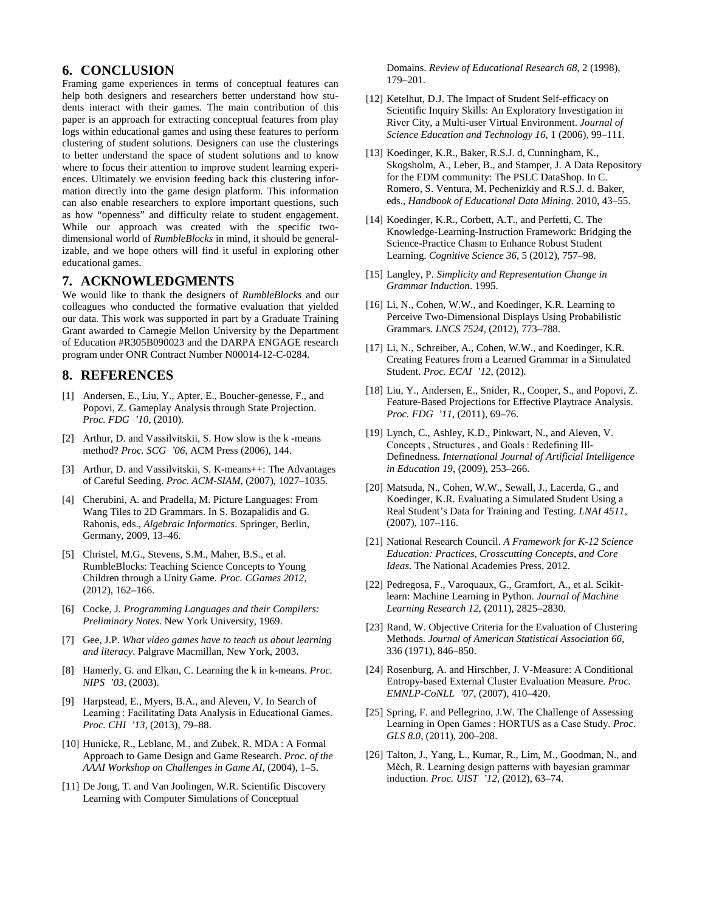## 6. CONCLUSION

Framing game experiences in terms of conceptual features can help both designers and researchers better understand how students interact with their games. The main contribution of this paper is an approach for extracting conceptual features from play logs within educational games and using these features to perform clustering of student solutions. Designers can use the clusterings to better understand the space of student solutions and to know where to focus their attention to improve student learning experiences. Ultimately we envision feeding back this clustering information directly into the game design platform. This information can also enable researchers to explore important questions, such as how "openness" and difficulty relate to student engagement. While our approach was created with the specific two-dimensional world of *RumbleBlocks* in mind, it should be generalizable, and we hope others will find it useful in exploring other educational games.

## 7. ACKNOWLEDGMENTS

We would like to thank the designers of *RumbleBlocks* and our colleagues who conducted the formative evaluation that yielded our data. This work was supported in part by a Graduate Training Grant awarded to Carnegie Mellon University by the Department of Education #R305B090023 and the DARPA ENGAGE research program under ONR Contract Number N00014-12-C-0284.

## 8. REFERENCES

[1] Andersen, E., Liu, Y., Apter, E., Boucher-genesse, F., and Popovi, Z. Gameplay Analysis through State Projection. *Proc. FDG '10*, (2010).

[2] Arthur, D. and Vassilvitskii, S. How slow is the k -means method? *Proc. SCG '06*, ACM Press (2006), 144.

[3] Arthur, D. and Vassilvitskii, S. K-means++: The Advantages of Careful Seeding. *Proc. ACM-SIAM*, (2007), 1027–1035.

[4] Cherubini, A. and Pradella, M. Picture Languages: From Wang Tiles to 2D Grammars. In S. Bozapalidis and G. Rahonis, eds., *Algebraic Informatics*. Springer, Berlin, Germany, 2009, 13–46.

[5] Christel, M.G., Stevens, S.M., Maher, B.S., et al. RumbleBlocks: Teaching Science Concepts to Young Children through a Unity Game. *Proc. CGames 2012*, (2012), 162–166.

[6] Cocke, J. *Programming Languages and their Compilers: Preliminary Notes*. New York University, 1969.

[7] Gee, J.P. *What video games have to teach us about learning and literacy*. Palgrave Macmillan, New York, 2003.

[8] Hamerly, G. and Elkan, C. Learning the k in k-means. *Proc. NIPS '03*, (2003).

[9] Harpstead, E., Myers, B.A., and Aleven, V. In Search of Learning : Facilitating Data Analysis in Educational Games. *Proc. CHI '13*, (2013), 79–88.

[10] Hunicke, R., Leblanc, M., and Zubek, R. MDA : A Formal Approach to Game Design and Game Research. *Proc. of the AAAI Workshop on Challenges in Game AI*, (2004), 1–5.

[11] De Jong, T. and Van Joolingen, W.R. Scientific Discovery Learning with Computer Simulations of Conceptual Domains. *Review of Educational Research 68*, 2 (1998), 179–201.

[12] Ketelhut, D.J. The Impact of Student Self-efficacy on Scientific Inquiry Skills: An Exploratory Investigation in River City, a Multi-user Virtual Environment. *Journal of Science Education and Technology 16*, 1 (2006), 99–111.

[13] Koedinger, K.R., Baker, R.S.J. d, Cunningham, K., Skogsholm, A., Leber, B., and Stamper, J. A Data Repository for the EDM community: The PSLC DataShop. In C. Romero, S. Ventura, M. Pechenizkiy and R.S.J. d. Baker, eds., *Handbook of Educational Data Mining*. 2010, 43–55.

[14] Koedinger, K.R., Corbett, A.T., and Perfetti, C. The Knowledge-Learning-Instruction Framework: Bridging the Science-Practice Chasm to Enhance Robust Student Learning. *Cognitive Science 36*, 5 (2012), 757–98.

[15] Langley, P. *Simplicity and Representation Change in Grammar Induction*. 1995.

[16] Li, N., Cohen, W.W., and Koedinger, K.R. Learning to Perceive Two-Dimensional Displays Using Probabilistic Grammars. *LNCS 7524*, (2012), 773–788.

[17] Li, N., Schreiber, A., Cohen, W.W., and Koedinger, K.R. Creating Features from a Learned Grammar in a Simulated Student. *Proc. ECAI '12*, (2012).

[18] Liu, Y., Andersen, E., Snider, R., Cooper, S., and Popovi, Z. Feature-Based Projections for Effective Playtrace Analysis. *Proc. FDG '11*, (2011), 69–76.

[19] Lynch, C., Ashley, K.D., Pinkwart, N., and Aleven, V. Concepts , Structures , and Goals : Redefining Ill-Definedness. *International Journal of Artificial Intelligence in Education 19*, (2009), 253–266.

[20] Matsuda, N., Cohen, W.W., Sewall, J., Lacerda, G., and Koedinger, K.R. Evaluating a Simulated Student Using a Real Student's Data for Training and Testing. *LNAI 4511*, (2007), 107–116.

[21] National Research Council. *A Framework for K-12 Science Education: Practices, Crosscutting Concepts, and Core Ideas*. The National Academies Press, 2012.

[22] Pedregosa, F., Varoquaux, G., Gramfort, A., et al. Scikit-learn: Machine Learning in Python. *Journal of Machine Learning Research 12*, (2011), 2825–2830.

[23] Rand, W. Objective Criteria for the Evaluation of Clustering Methods. *Journal of American Statistical Association 66*, 336 (1971), 846–850.

[24] Rosenburg, A. and Hirschber, J. V-Measure: A Conditional Entropy-based External Cluster Evaluation Measure. *Proc. EMNLP-CoNLL '07*, (2007), 410–420.

[25] Spring, F. and Pellegrino, J.W. The Challenge of Assessing Learning in Open Games : HORTUS as a Case Study. *Proc. GLS 8.0*, (2011), 200–208.

[26] Talton, J., Yang, L., Kumar, R., Lim, M., Goodman, N., and Měch, R. Learning design patterns with bayesian grammar induction. *Proc. UIST '12*, (2012), 63–74.